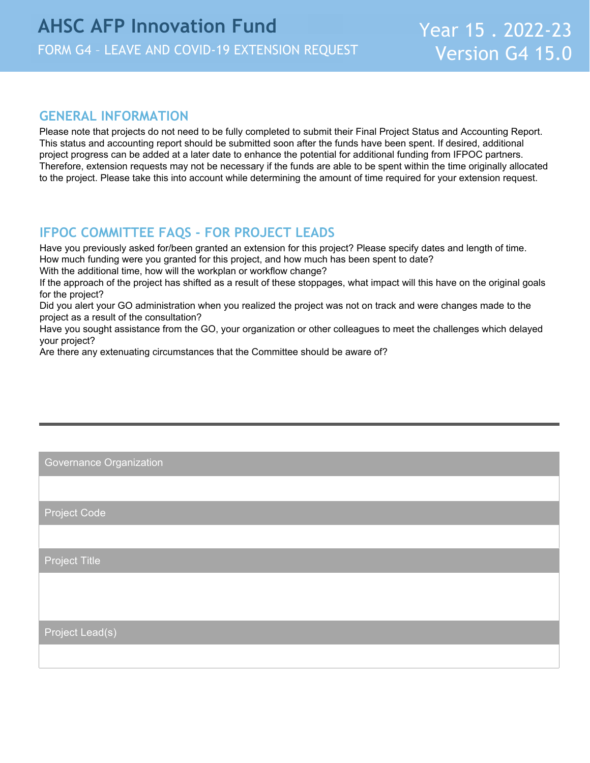# AHSC AFP Innovation Fund

FORM G4 – LEAVE AND COVID-19 EXTENSION REQUEST

Year 15 . 2022-23
Version G4 15.0

## GENERAL INFORMATION

Please note that projects do not need to be fully completed to submit their Final Project Status and Accounting Report. This status and accounting report should be submitted soon after the funds have been spent. If desired, additional project progress can be added at a later date to enhance the potential for additional funding from IFPOC partners. Therefore, extension requests may not be necessary if the funds are able to be spent within the time originally allocated to the project. Please take this into account while determining the amount of time required for your extension request.

## IFPOC COMMITTEE FAQS - FOR PROJECT LEADS

Have you previously asked for/been granted an extension for this project? Please specify dates and length of time.
How much funding were you granted for this project, and how much has been spent to date?
With the additional time, how will the workplan or workflow change?
If the approach of the project has shifted as a result of these stoppages, what impact will this have on the original goals for the project?
Did you alert your GO administration when you realized the project was not on track and were changes made to the project as a result of the consultation?
Have you sought assistance from the GO, your organization or other colleagues to meet the challenges which delayed your project?
Are there any extenuating circumstances that the Committee should be aware of?

---

| Governance Organization |
| --- |
| |
| **Project Code** |
| |
| **Project Title** |
| |
| **Project Lead(s)** |
| |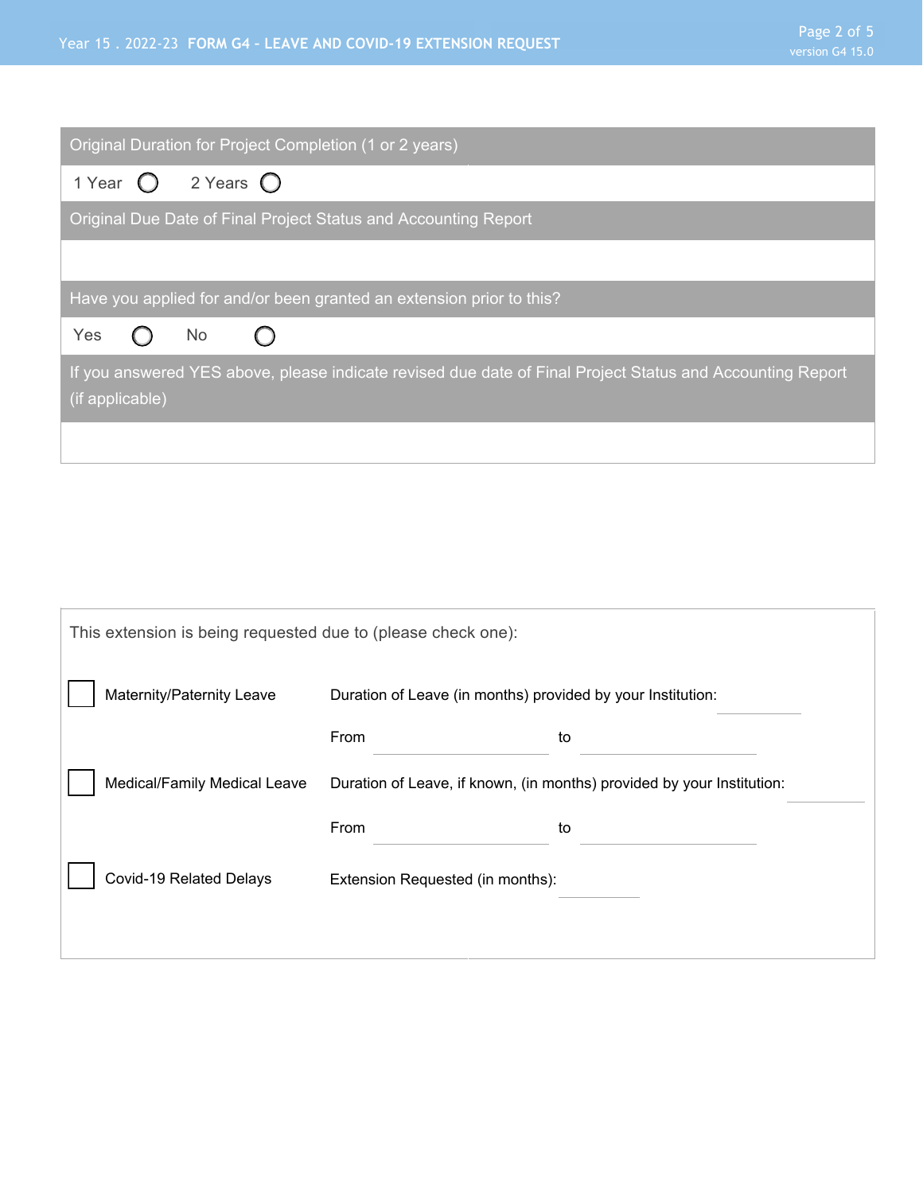| Original Duration for Project Completion (1 or 2 years) |
|---|
| 1 Year ◯ 2 Years ◯ |
| **Original Due Date of Final Project Status and Accounting Report** |
| |
| **Have you applied for and/or been granted an extension prior to this?** |
| Yes ◯ No ◯ |
| **If you answered YES above, please indicate revised due date of Final Project Status and Accounting Report (if applicable)** |
| |

This extension is being requested due to (please check one):

☐ Maternity/Paternity Leave — Duration of Leave (in months) provided by your Institution: ______

From ______ to ______

☐ Medical/Family Medical Leave — Duration of Leave, if known, (in months) provided by your Institution: ______

From ______ to ______

☐ Covid-19 Related Delays — Extension Requested (in months): ______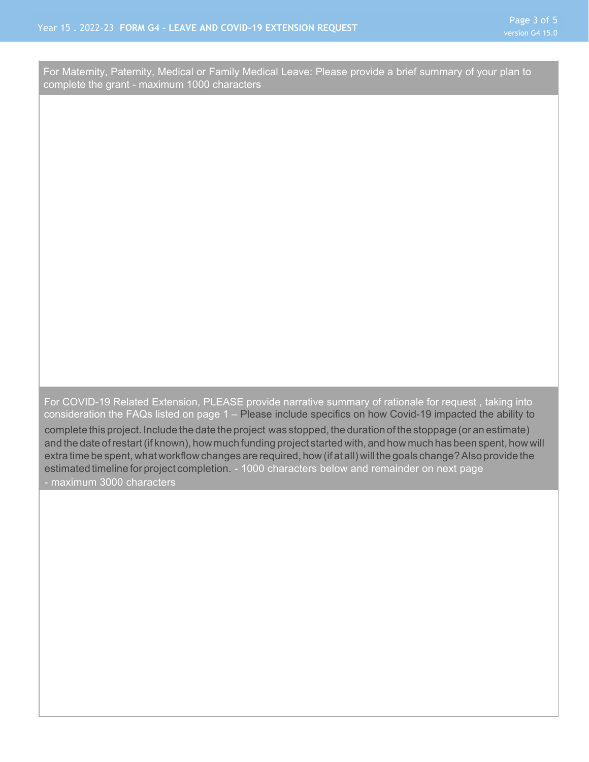For Maternity, Paternity, Medical or Family Medical Leave: Please provide a brief summary of your plan to complete the grant - maximum 1000 characters

For COVID-19 Related Extension, PLEASE provide narrative summary of rationale for request , taking into consideration the FAQs listed on page 1 – Please include specifics on how Covid-19 impacted the ability to complete this project. Include the date the project was stopped, the duration of the stoppage (or an estimate) and the date of restart (if known), how much funding project started with, and how much has been spent, how will extra time be spent, what workflow changes are required, how (if at all) will the goals change? Also provide the estimated timeline for project completion. - 1000 characters below and remainder on next page - maximum 3000 characters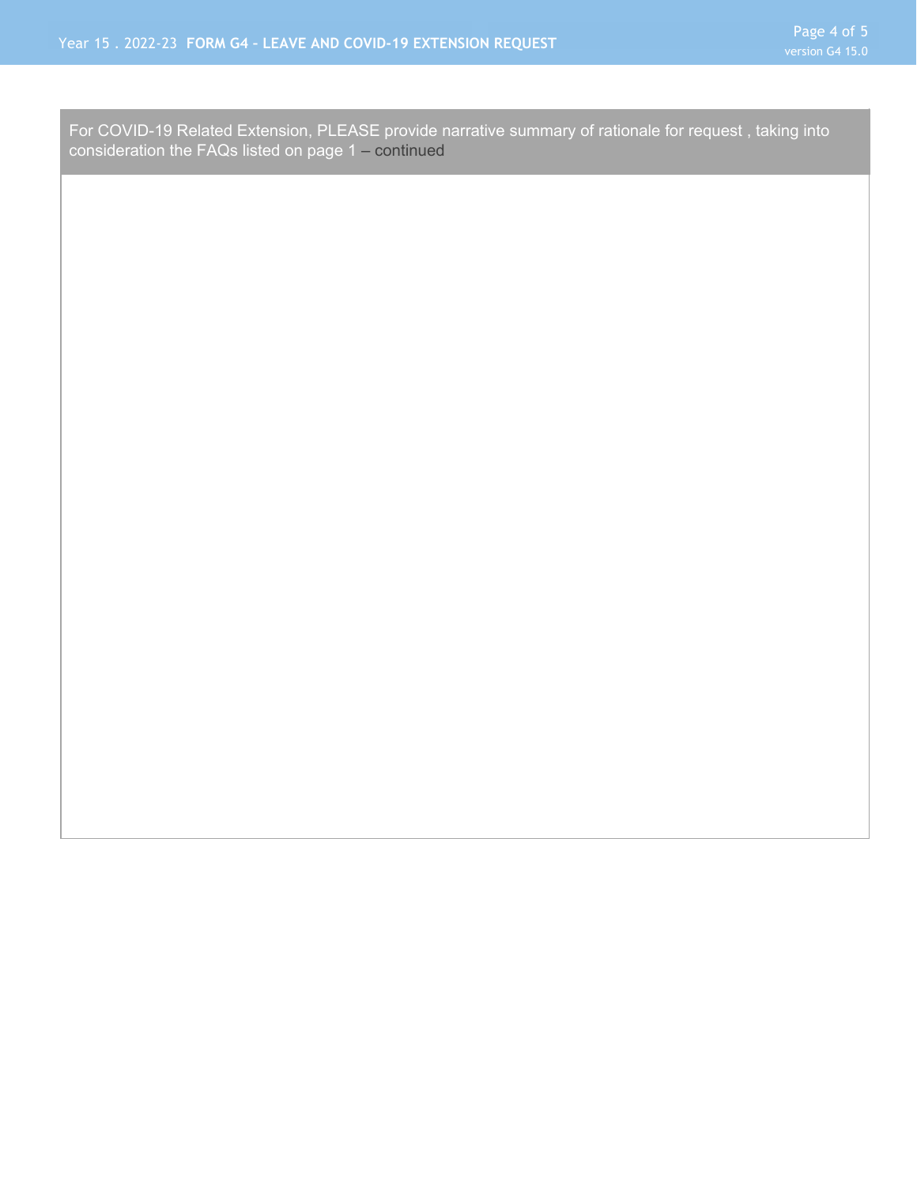| For COVID-19 Related Extension, PLEASE provide narrative summary of rationale for request , taking into consideration the FAQs listed on page 1 – continued |
| --- |
| |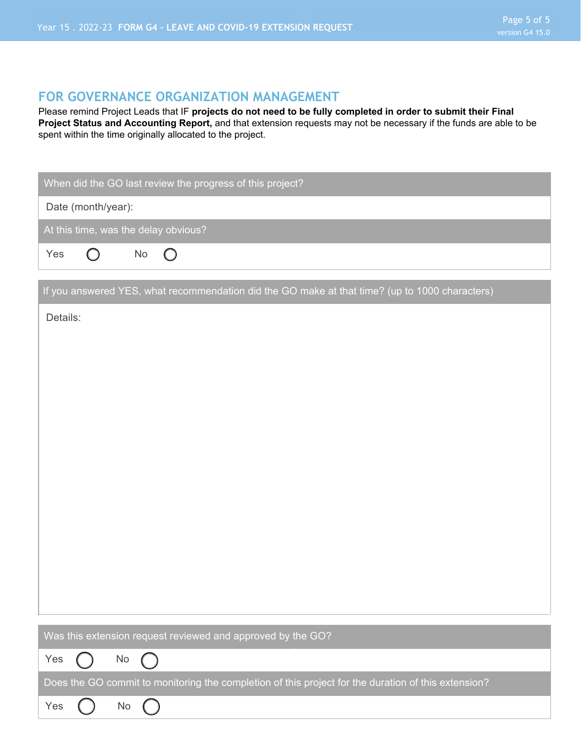## FOR GOVERNANCE ORGANIZATION MANAGEMENT

Please remind Project Leads that IF **projects do not need to be fully completed in order to submit their Final Project Status and Accounting Report,** and that extension requests may not be necessary if the funds are able to be spent within the time originally allocated to the project.

| When did the GO last review the progress of this project? |
| --- |
| Date (month/year): |
| **At this time, was the delay obvious?** |
| Yes ◯ No ◯ |

| If you answered YES, what recommendation did the GO make at that time? (up to 1000 characters) |
| --- |
| Details: |

| Was this extension request reviewed and approved by the GO? |
| --- |
| Yes ◯ No ◯ |
| **Does the GO commit to monitoring the completion of this project for the duration of this extension?** |
| Yes ◯ No ◯ |